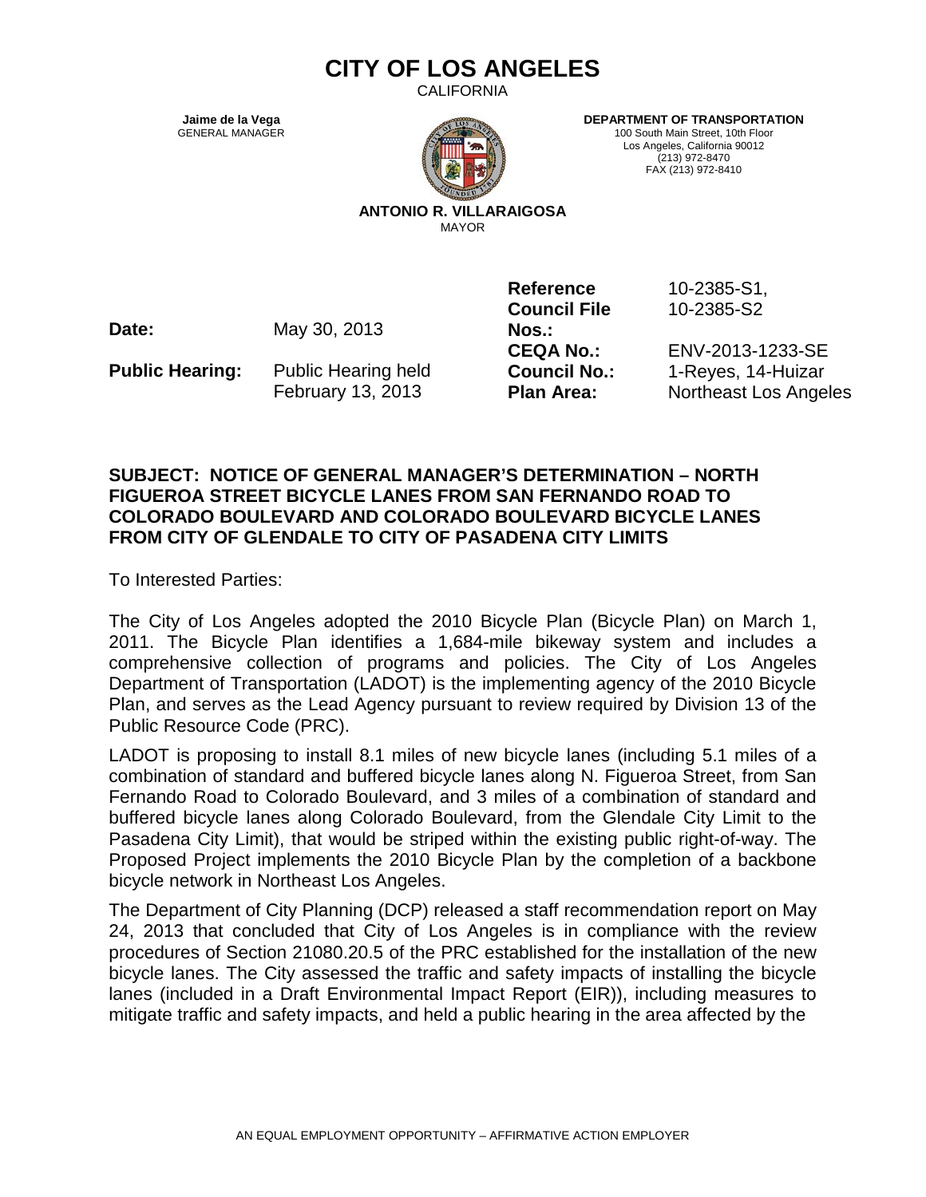# CITY OF LOS ANGELES

CALIFORNIA

**Jaime de la Vega**
GENERAL MANAGER

**DEPARTMENT OF TRANSPORTATION**
100 South Main Street, 10th Floor
Los Angeles, California 90012
(213) 972-8470
FAX (213) 972-8410

**ANTONIO R. VILLARAIGOSA**
MAYOR

| | | | |
|---|---|---|---|
| **Date:** | May 30, 2013 | **Reference Council File Nos.:** | 10-2385-S1, 10-2385-S2 |
| | | **CEQA No.:** | ENV-2013-1233-SE |
| **Public Hearing:** | Public Hearing held February 13, 2013 | **Council No.:** | 1-Reyes, 14-Huizar |
| | | **Plan Area:** | Northeast Los Angeles |

**SUBJECT: NOTICE OF GENERAL MANAGER'S DETERMINATION – NORTH FIGUEROA STREET BICYCLE LANES FROM SAN FERNANDO ROAD TO COLORADO BOULEVARD AND COLORADO BOULEVARD BICYCLE LANES FROM CITY OF GLENDALE TO CITY OF PASADENA CITY LIMITS**

To Interested Parties:

The City of Los Angeles adopted the 2010 Bicycle Plan (Bicycle Plan) on March 1, 2011. The Bicycle Plan identifies a 1,684-mile bikeway system and includes a comprehensive collection of programs and policies. The City of Los Angeles Department of Transportation (LADOT) is the implementing agency of the 2010 Bicycle Plan, and serves as the Lead Agency pursuant to review required by Division 13 of the Public Resource Code (PRC).

LADOT is proposing to install 8.1 miles of new bicycle lanes (including 5.1 miles of a combination of standard and buffered bicycle lanes along N. Figueroa Street, from San Fernando Road to Colorado Boulevard, and 3 miles of a combination of standard and buffered bicycle lanes along Colorado Boulevard, from the Glendale City Limit to the Pasadena City Limit), that would be striped within the existing public right-of-way. The Proposed Project implements the 2010 Bicycle Plan by the completion of a backbone bicycle network in Northeast Los Angeles.

The Department of City Planning (DCP) released a staff recommendation report on May 24, 2013 that concluded that City of Los Angeles is in compliance with the review procedures of Section 21080.20.5 of the PRC established for the installation of the new bicycle lanes. The City assessed the traffic and safety impacts of installing the bicycle lanes (included in a Draft Environmental Impact Report (EIR)), including measures to mitigate traffic and safety impacts, and held a public hearing in the area affected by the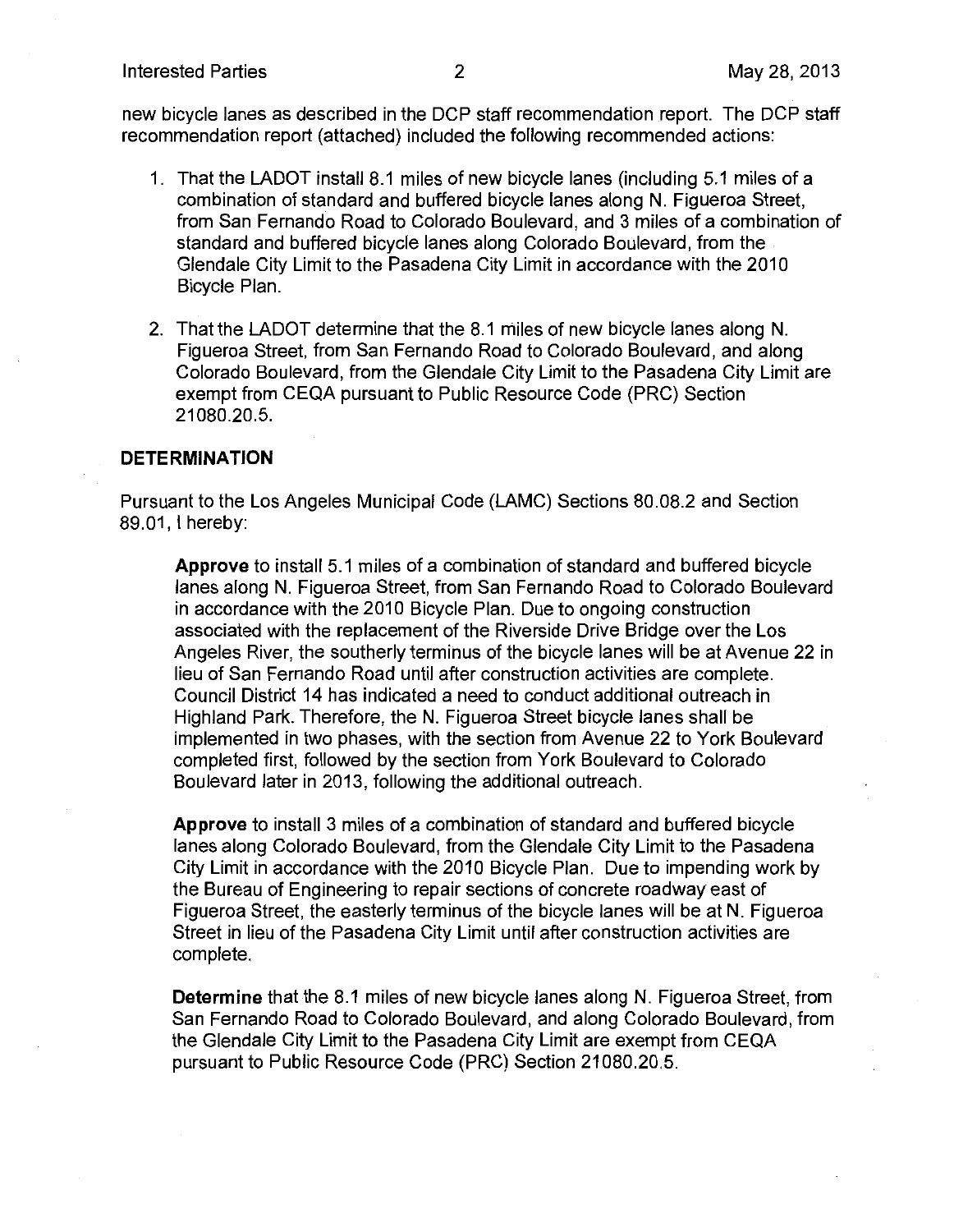new bicycle lanes as described in the DCP staff recommendation report. The DCP staff recommendation report (attached) included the following recommended actions:

1. That the LADOT install 8.1 miles of new bicycle lanes (including 5.1 miles of a combination of standard and buffered bicycle lanes along N. Figueroa Street, from San Fernando Road to Colorado Boulevard, and 3 miles of a combination of standard and buffered bicycle lanes along Colorado Boulevard, from the Glendale City Limit to the Pasadena City Limit in accordance with the 2010 Bicycle Plan.

2. That the LADOT determine that the 8.1 miles of new bicycle lanes along N. Figueroa Street, from San Fernando Road to Colorado Boulevard, and along Colorado Boulevard, from the Glendale City Limit to the Pasadena City Limit are exempt from CEQA pursuant to Public Resource Code (PRC) Section 21080.20.5.

**DETERMINATION**

Pursuant to the Los Angeles Municipal Code (LAMC) Sections 80.08.2 and Section 89.01, I hereby:

> **Approve** to install 5.1 miles of a combination of standard and buffered bicycle lanes along N. Figueroa Street, from San Fernando Road to Colorado Boulevard in accordance with the 2010 Bicycle Plan. Due to ongoing construction associated with the replacement of the Riverside Drive Bridge over the Los Angeles River, the southerly terminus of the bicycle lanes will be at Avenue 22 in lieu of San Fernando Road until after construction activities are complete. Council District 14 has indicated a need to conduct additional outreach in Highland Park. Therefore, the N. Figueroa Street bicycle lanes shall be implemented in two phases, with the section from Avenue 22 to York Boulevard completed first, followed by the section from York Boulevard to Colorado Boulevard later in 2013, following the additional outreach.
>
> **Approve** to install 3 miles of a combination of standard and buffered bicycle lanes along Colorado Boulevard, from the Glendale City Limit to the Pasadena City Limit in accordance with the 2010 Bicycle Plan. Due to impending work by the Bureau of Engineering to repair sections of concrete roadway east of Figueroa Street, the easterly terminus of the bicycle lanes will be at N. Figueroa Street in lieu of the Pasadena City Limit until after construction activities are complete.
>
> **Determine** that the 8.1 miles of new bicycle lanes along N. Figueroa Street, from San Fernando Road to Colorado Boulevard, and along Colorado Boulevard, from the Glendale City Limit to the Pasadena City Limit are exempt from CEQA pursuant to Public Resource Code (PRC) Section 21080.20.5.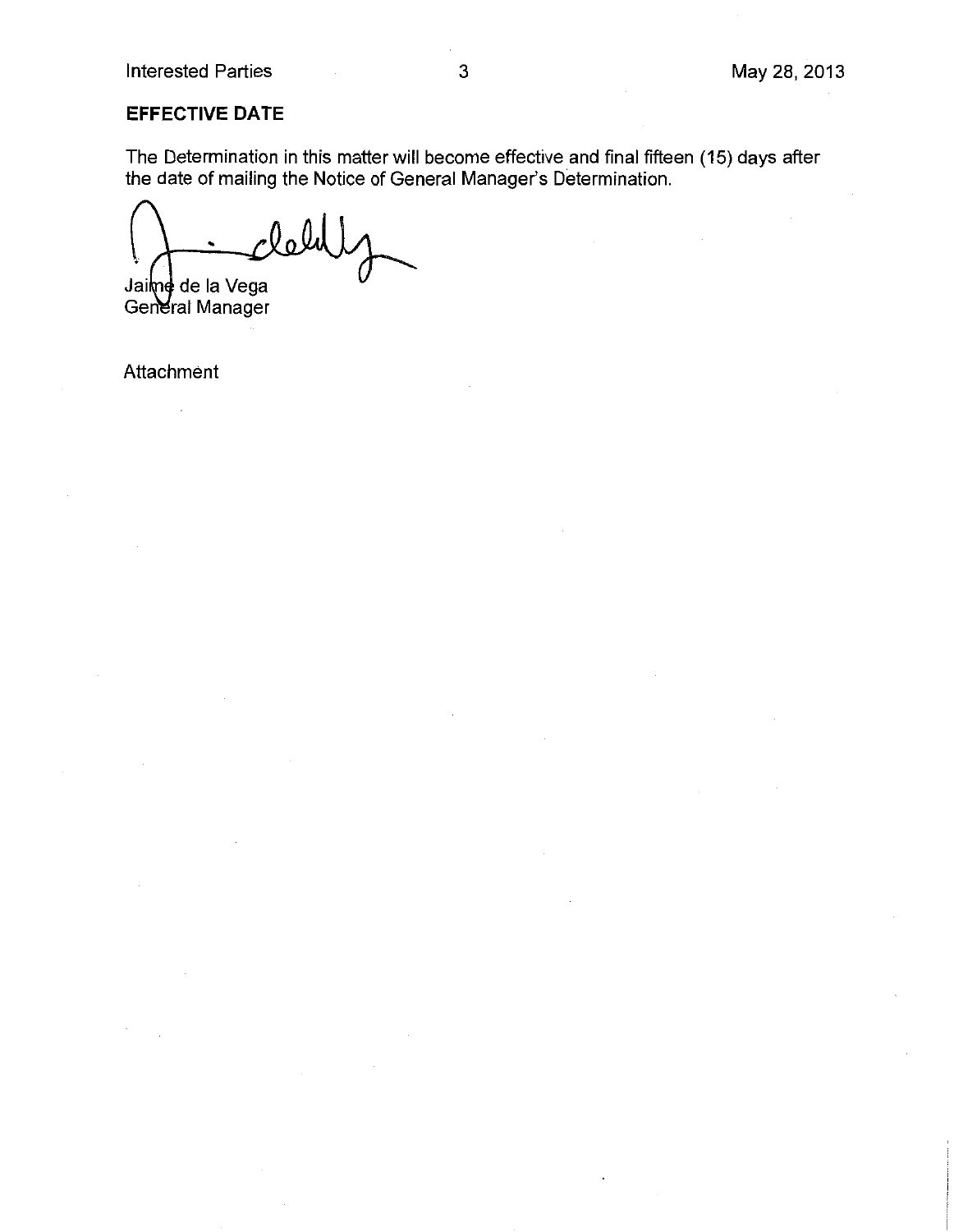**EFFECTIVE DATE**

The Determination in this matter will become effective and final fifteen (15) days after the date of mailing the Notice of General Manager's Determination.

Jaime de la Vega
General Manager

Attachment